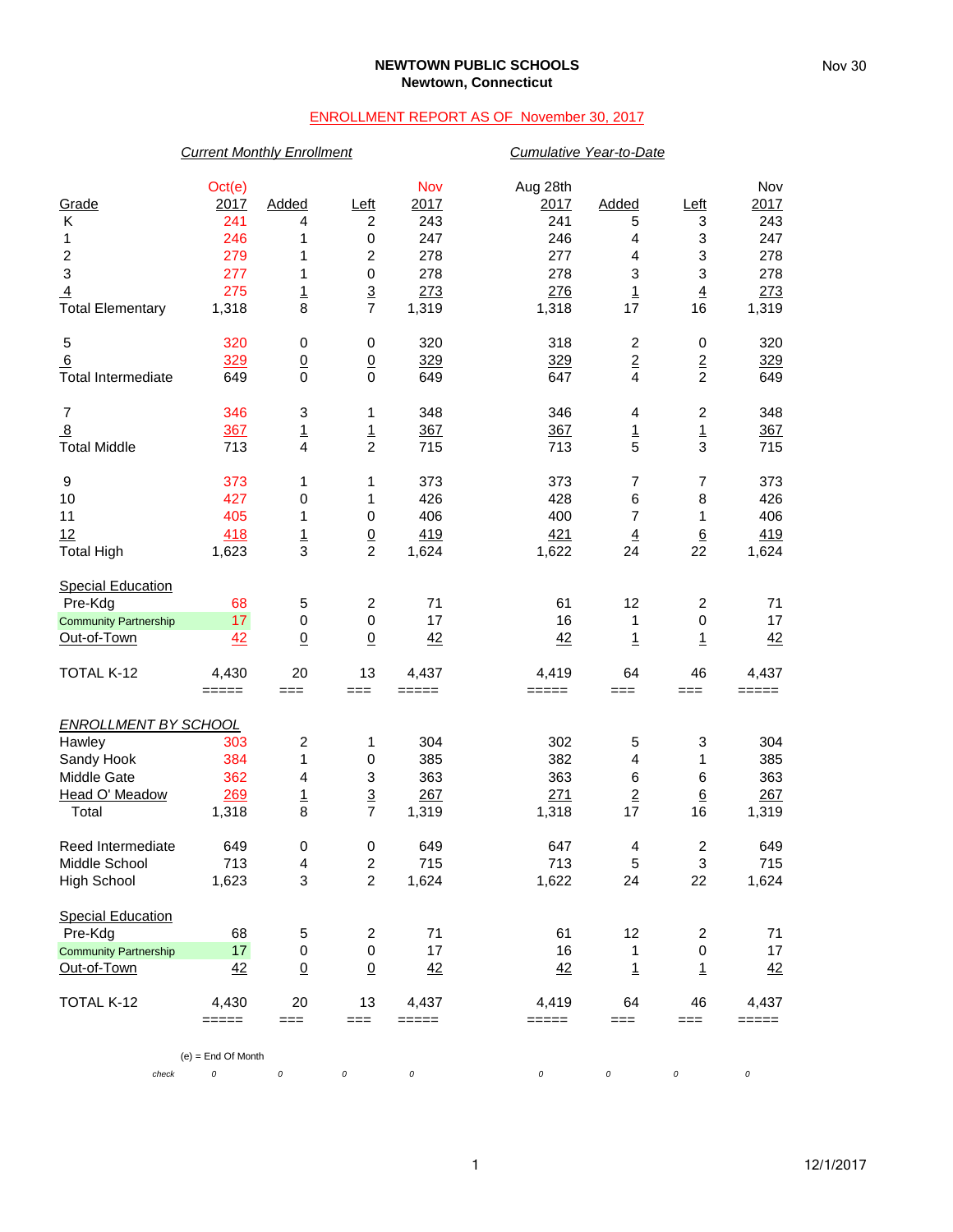**NEWTOWN PUBLIC SCHOOLS**
**Newtown, Connecticut**

ENROLLMENT REPORT AS OF November 30, 2017

| | *Current Monthly Enrollment* | | | | *Cumulative Year-to-Date* | | | |
|---|---|---|---|---|---|---|---|---|
| Grade | Oct(e) 2017 | Added | Left | Nov 2017 | Aug 28th 2017 | Added | Left | Nov 2017 |
| K | 241 | 4 | 2 | 243 | 241 | 5 | 3 | 243 |
| 1 | 246 | 1 | 0 | 247 | 246 | 4 | 3 | 247 |
| 2 | 279 | 1 | 2 | 278 | 277 | 4 | 3 | 278 |
| 3 | 277 | 1 | 0 | 278 | 278 | 3 | 3 | 278 |
| 4 | 275 | 1 | 3 | 273 | 276 | 1 | 4 | 273 |
| Total Elementary | 1,318 | 8 | 7 | 1,319 | 1,318 | 17 | 16 | 1,319 |
| | | | | | | | | |
| 5 | 320 | 0 | 0 | 320 | 318 | 2 | 0 | 320 |
| 6 | 329 | 0 | 0 | 329 | 329 | 2 | 2 | 329 |
| Total Intermediate | 649 | 0 | 0 | 649 | 647 | 4 | 2 | 649 |
| | | | | | | | | |
| 7 | 346 | 3 | 1 | 348 | 346 | 4 | 2 | 348 |
| 8 | 367 | 1 | 1 | 367 | 367 | 1 | 1 | 367 |
| Total Middle | 713 | 4 | 2 | 715 | 713 | 5 | 3 | 715 |
| | | | | | | | | |
| 9 | 373 | 1 | 1 | 373 | 373 | 7 | 7 | 373 |
| 10 | 427 | 0 | 1 | 426 | 428 | 6 | 8 | 426 |
| 11 | 405 | 1 | 0 | 406 | 400 | 7 | 1 | 406 |
| 12 | 418 | 1 | 0 | 419 | 421 | 4 | 6 | 419 |
| Total High | 1,623 | 3 | 2 | 1,624 | 1,622 | 24 | 22 | 1,624 |
| | | | | | | | | |
| Special Education | | | | | | | | |
| Pre-Kdg | 68 | 5 | 2 | 71 | 61 | 12 | 2 | 71 |
| Community Partnership | 17 | 0 | 0 | 17 | 16 | 1 | 0 | 17 |
| Out-of-Town | 42 | 0 | 0 | 42 | 42 | 1 | 1 | 42 |
| | | | | | | | | |
| TOTAL K-12 | 4,430 | 20 | 13 | 4,437 | 4,419 | 64 | 46 | 4,437 |
| | | | | | | | | |
| *ENROLLMENT BY SCHOOL* | | | | | | | | |
| Hawley | 303 | 2 | 1 | 304 | 302 | 5 | 3 | 304 |
| Sandy Hook | 384 | 1 | 0 | 385 | 382 | 4 | 1 | 385 |
| Middle Gate | 362 | 4 | 3 | 363 | 363 | 6 | 6 | 363 |
| Head O' Meadow | 269 | 1 | 3 | 267 | 271 | 2 | 6 | 267 |
| Total | 1,318 | 8 | 7 | 1,319 | 1,318 | 17 | 16 | 1,319 |
| | | | | | | | | |
| Reed Intermediate | 649 | 0 | 0 | 649 | 647 | 4 | 2 | 649 |
| Middle School | 713 | 4 | 2 | 715 | 713 | 5 | 3 | 715 |
| High School | 1,623 | 3 | 2 | 1,624 | 1,622 | 24 | 22 | 1,624 |
| | | | | | | | | |
| Special Education | | | | | | | | |
| Pre-Kdg | 68 | 5 | 2 | 71 | 61 | 12 | 2 | 71 |
| Community Partnership | 17 | 0 | 0 | 17 | 16 | 1 | 0 | 17 |
| Out-of-Town | 42 | 0 | 0 | 42 | 42 | 1 | 1 | 42 |
| | | | | | | | | |
| TOTAL K-12 | 4,430 | 20 | 13 | 4,437 | 4,419 | 64 | 46 | 4,437 |
| | | | | | | | | |
| *check* | 0 | 0 | 0 | 0 | 0 | 0 | 0 | 0 |

(e) = End Of Month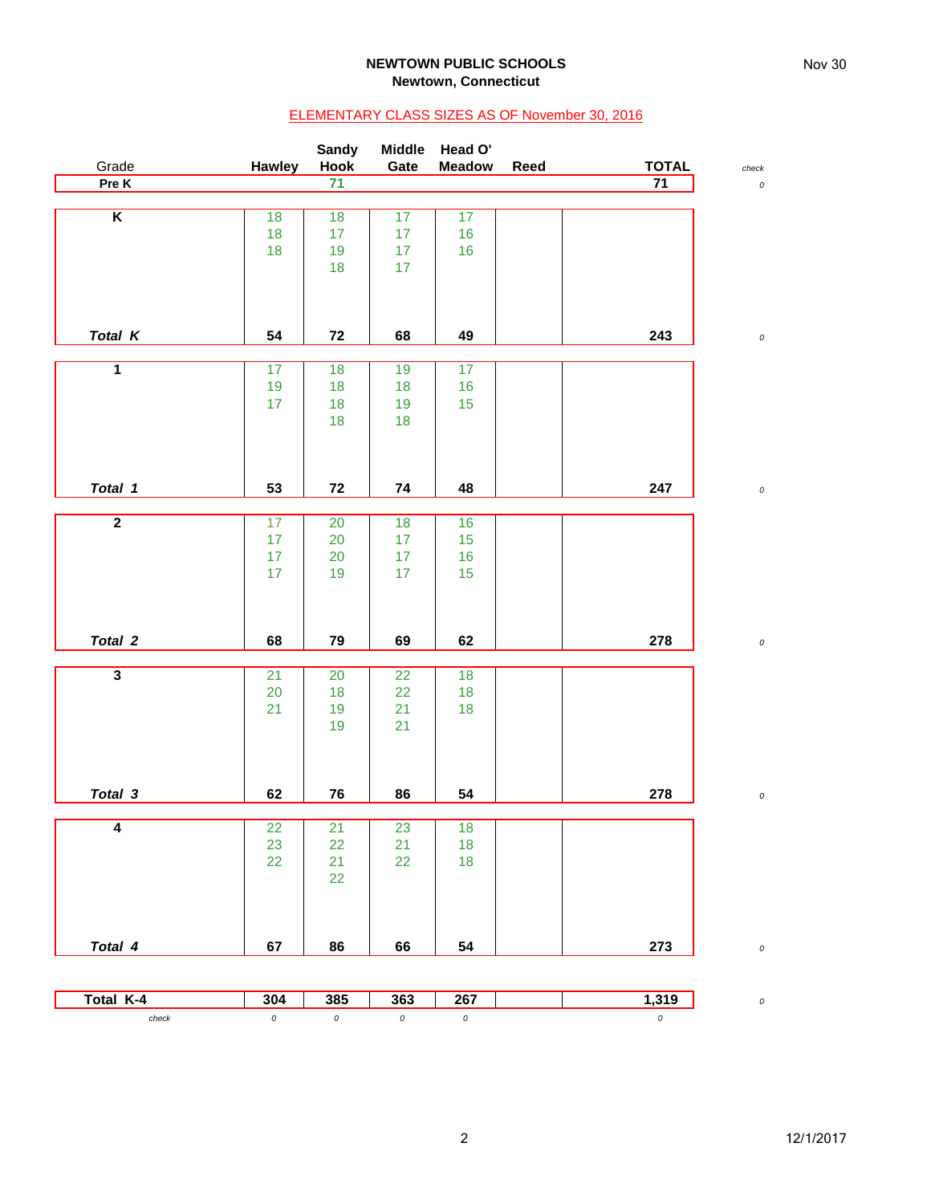**NEWTOWN PUBLIC SCHOOLS**
**Newtown, Connecticut**

Nov 30

ELEMENTARY CLASS SIZES AS OF November 30, 2016

| Grade | Hawley | Sandy Hook | Middle Gate | Head O' Meadow | Reed | TOTAL | check |
|---|---|---|---|---|---|---|---|
| **Pre K** | | 71 | | | | 71 | 0 |
| **K** | 18 | 18 | 17 | 17 | | | |
| | 18 | 17 | 17 | 16 | | | |
| | 18 | 19 | 17 | 16 | | | |
| | | 18 | 17 | | | | |
| ***Total K*** | **54** | **72** | **68** | **49** | | **243** | 0 |
| **1** | 17 | 18 | 19 | 17 | | | |
| | 19 | 18 | 18 | 16 | | | |
| | 17 | 18 | 19 | 15 | | | |
| | | 18 | 18 | | | | |
| ***Total 1*** | **53** | **72** | **74** | **48** | | **247** | 0 |
| **2** | 17 | 20 | 18 | 16 | | | |
| | 17 | 20 | 17 | 15 | | | |
| | 17 | 20 | 17 | 16 | | | |
| | 17 | 19 | 17 | 15 | | | |
| ***Total 2*** | **68** | **79** | **69** | **62** | | **278** | 0 |
| **3** | 21 | 20 | 22 | 18 | | | |
| | 20 | 18 | 22 | 18 | | | |
| | 21 | 19 | 21 | 18 | | | |
| | | 19 | 21 | | | | |
| ***Total 3*** | **62** | **76** | **86** | **54** | | **278** | 0 |
| **4** | 22 | 21 | 23 | 18 | | | |
| | 23 | 22 | 21 | 18 | | | |
| | 22 | 21 | 22 | 18 | | | |
| | | 22 | | | | | |
| ***Total 4*** | **67** | **86** | **66** | **54** | | **273** | 0 |
| **Total K-4** | **304** | **385** | **363** | **267** | | **1,319** | 0 |
| *check* | *0* | *0* | *0* | *0* | | *0* | |

12/1/2017